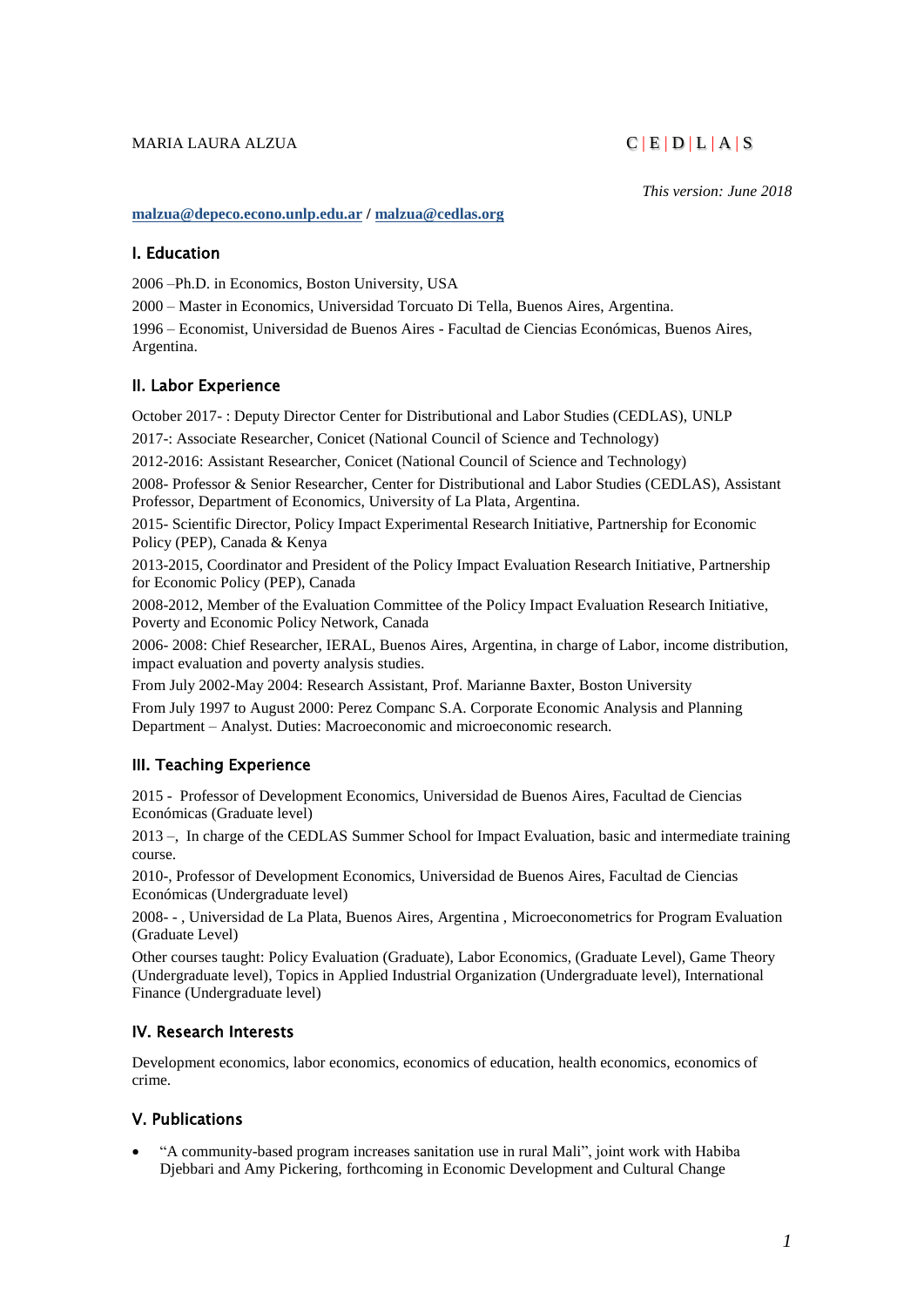MARIA LAURA ALZUA C | E | D | L | A | S

*This version: June 2018*

**malzua@depeco.econo.unlp.edu.ar / malzua@cedlas.org**

## I. Education

2006 –Ph.D. in Economics, Boston University, USA

2000 – Master in Economics, Universidad Torcuato Di Tella, Buenos Aires, Argentina.

1996 – Economist, Universidad de Buenos Aires - Facultad de Ciencias Económicas, Buenos Aires, Argentina.

## II. Labor Experience

October 2017- : Deputy Director Center for Distributional and Labor Studies (CEDLAS), UNLP

2017-: Associate Researcher, Conicet (National Council of Science and Technology)

2012-2016: Assistant Researcher, Conicet (National Council of Science and Technology)

2008- Professor & Senior Researcher, Center for Distributional and Labor Studies (CEDLAS), Assistant Professor, Department of Economics, University of La Plata, Argentina.

2015- Scientific Director, Policy Impact Experimental Research Initiative, Partnership for Economic Policy (PEP), Canada & Kenya

2013-2015, Coordinator and President of the Policy Impact Evaluation Research Initiative, Partnership for Economic Policy (PEP), Canada

2008-2012, Member of the Evaluation Committee of the Policy Impact Evaluation Research Initiative, Poverty and Economic Policy Network, Canada

2006- 2008: Chief Researcher, IERAL, Buenos Aires, Argentina, in charge of Labor, income distribution, impact evaluation and poverty analysis studies.

From July 2002-May 2004: Research Assistant, Prof. Marianne Baxter, Boston University

From July 1997 to August 2000: Perez Companc S.A. Corporate Economic Analysis and Planning Department – Analyst. Duties: Macroeconomic and microeconomic research.

## III. Teaching Experience

2015 - Professor of Development Economics, Universidad de Buenos Aires, Facultad de Ciencias Económicas (Graduate level)

2013 –, In charge of the CEDLAS Summer School for Impact Evaluation, basic and intermediate training course.

2010-, Professor of Development Economics, Universidad de Buenos Aires, Facultad de Ciencias Económicas (Undergraduate level)

2008- - , Universidad de La Plata, Buenos Aires, Argentina , Microeconometrics for Program Evaluation (Graduate Level)

Other courses taught: Policy Evaluation (Graduate), Labor Economics, (Graduate Level), Game Theory (Undergraduate level), Topics in Applied Industrial Organization (Undergraduate level), International Finance (Undergraduate level)

## IV. Research Interests

Development economics, labor economics, economics of education, health economics, economics of crime.

## V. Publications

- "A community-based program increases sanitation use in rural Mali", joint work with Habiba Djebbari and Amy Pickering, forthcoming in Economic Development and Cultural Change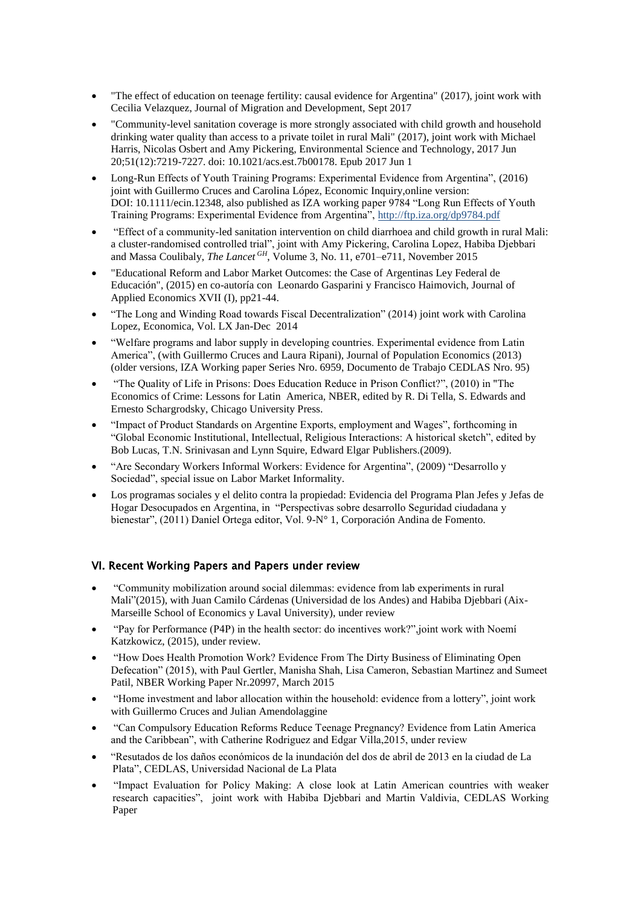- "The effect of education on teenage fertility: causal evidence for Argentina" (2017), joint work with Cecilia Velazquez, Journal of Migration and Development, Sept 2017
- "Community-level sanitation coverage is more strongly associated with child growth and household drinking water quality than access to a private toilet in rural Mali" (2017), joint work with Michael Harris, Nicolas Osbert and Amy Pickering, Environmental Science and Technology, 2017 Jun 20;51(12):7219-7227. doi: 10.1021/acs.est.7b00178. Epub 2017 Jun 1
- Long-Run Effects of Youth Training Programs: Experimental Evidence from Argentina", (2016) joint with Guillermo Cruces and Carolina López, Economic Inquiry,online version: DOI: 10.1111/ecin.12348, also published as IZA working paper 9784 "Long Run Effects of Youth Training Programs: Experimental Evidence from Argentina", http://ftp.iza.org/dp9784.pdf
- "Effect of a community-led sanitation intervention on child diarrhoea and child growth in rural Mali: a cluster-randomised controlled trial", joint with Amy Pickering, Carolina Lopez, Habiba Djebbari and Massa Coulibaly, *The Lancet GH*, Volume 3, No. 11, e701–e711, November 2015
- "Educational Reform and Labor Market Outcomes: the Case of Argentinas Ley Federal de Educación", (2015) en co-autoría con Leonardo Gasparini y Francisco Haimovich, Journal of Applied Economics XVII (I), pp21-44.
- "The Long and Winding Road towards Fiscal Decentralization" (2014) joint work with Carolina Lopez, Economica, Vol. LX Jan-Dec 2014
- "Welfare programs and labor supply in developing countries. Experimental evidence from Latin America", (with Guillermo Cruces and Laura Ripani), Journal of Population Economics (2013) (older versions, IZA Working paper Series Nro. 6959, Documento de Trabajo CEDLAS Nro. 95)
- "The Quality of Life in Prisons: Does Education Reduce in Prison Conflict?", (2010) in "The Economics of Crime: Lessons for Latin America, NBER, edited by R. Di Tella, S. Edwards and Ernesto Schargrodsky, Chicago University Press.
- "Impact of Product Standards on Argentine Exports, employment and Wages", forthcoming in "Global Economic Institutional, Intellectual, Religious Interactions: A historical sketch", edited by Bob Lucas, T.N. Srinivasan and Lynn Squire, Edward Elgar Publishers.(2009).
- "Are Secondary Workers Informal Workers: Evidence for Argentina", (2009) "Desarrollo y Sociedad", special issue on Labor Market Informality.
- Los programas sociales y el delito contra la propiedad: Evidencia del Programa Plan Jefes y Jefas de Hogar Desocupados en Argentina, in "Perspectivas sobre desarrollo Seguridad ciudadana y bienestar", (2011) Daniel Ortega editor, Vol. 9-N° 1, Corporación Andina de Fomento.

## VI. Recent Working Papers and Papers under review

- "Community mobilization around social dilemmas: evidence from lab experiments in rural Mali"(2015), with Juan Camilo Cárdenas (Universidad de los Andes) and Habiba Djebbari (Aix-Marseille School of Economics y Laval University), under review
- "Pay for Performance (P4P) in the health sector: do incentives work?",joint work with Noemí Katzkowicz, (2015), under review.
- "How Does Health Promotion Work? Evidence From The Dirty Business of Eliminating Open Defecation" (2015), with Paul Gertler, Manisha Shah, Lisa Cameron, Sebastian Martinez and Sumeet Patil, NBER Working Paper Nr.20997, March 2015
- "Home investment and labor allocation within the household: evidence from a lottery", joint work with Guillermo Cruces and Julian Amendolaggine
- "Can Compulsory Education Reforms Reduce Teenage Pregnancy? Evidence from Latin America and the Caribbean", with Catherine Rodriguez and Edgar Villa,2015, under review
- "Resutados de los daños económicos de la inundación del dos de abril de 2013 en la ciudad de La Plata", CEDLAS, Universidad Nacional de La Plata
- "Impact Evaluation for Policy Making: A close look at Latin American countries with weaker research capacities", joint work with Habiba Djebbari and Martin Valdivia, CEDLAS Working Paper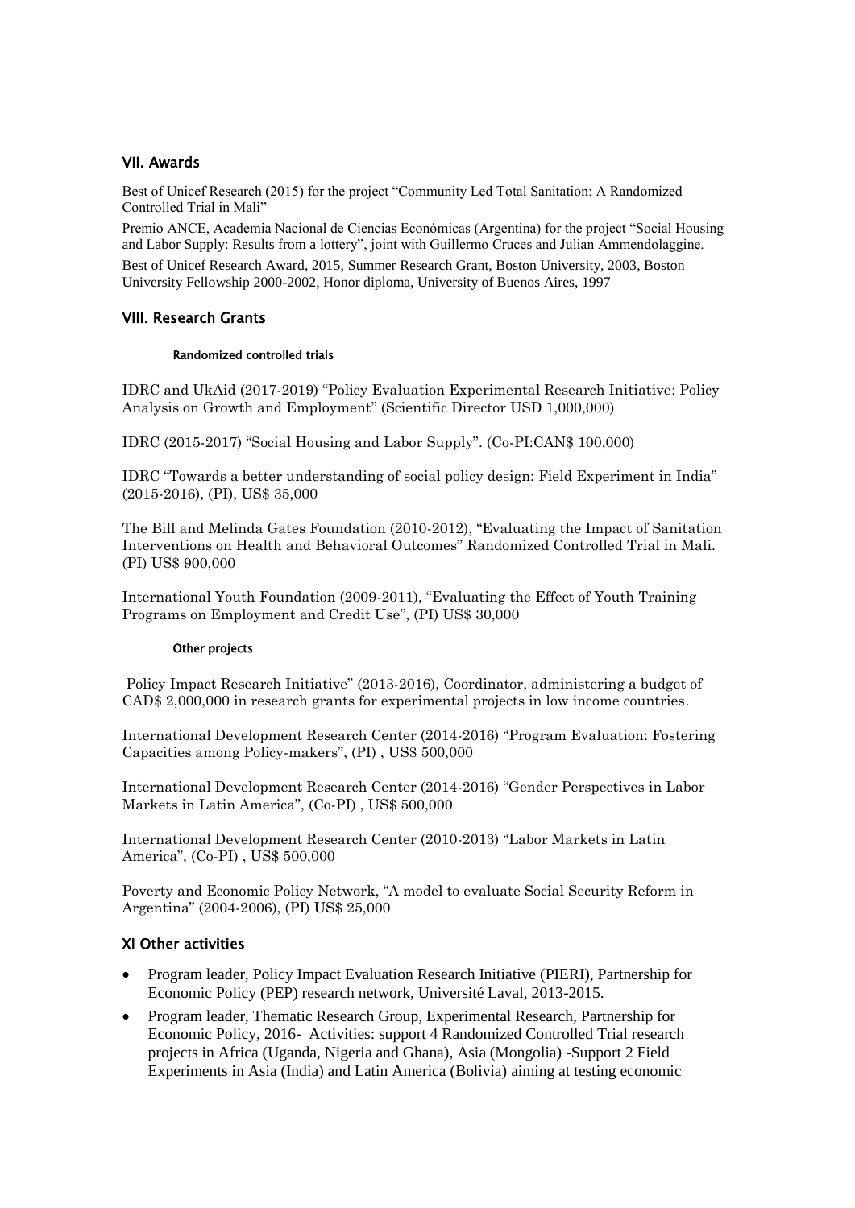## VII. Awards

Best of Unicef Research (2015) for the project "Community Led Total Sanitation: A Randomized Controlled Trial in Mali"

Premio ANCE, Academia Nacional de Ciencias Económicas (Argentina) for the project "Social Housing and Labor Supply: Results from a lottery", joint with Guillermo Cruces and Julian Ammendolaggine.

Best of Unicef Research Award, 2015, Summer Research Grant, Boston University, 2003, Boston University Fellowship 2000-2002, Honor diploma, University of Buenos Aires, 1997

## VIII. Research Grants

#### Randomized controlled trials

IDRC and UkAid (2017-2019) "Policy Evaluation Experimental Research Initiative: Policy Analysis on Growth and Employment" (Scientific Director USD 1,000,000)

IDRC (2015-2017) "Social Housing and Labor Supply". (Co-PI:CAN$ 100,000)

IDRC "Towards a better understanding of social policy design: Field Experiment in India" (2015-2016), (PI), US$ 35,000

The Bill and Melinda Gates Foundation (2010-2012), "Evaluating the Impact of Sanitation Interventions on Health and Behavioral Outcomes" Randomized Controlled Trial in Mali. (PI) US$ 900,000

International Youth Foundation (2009-2011), "Evaluating the Effect of Youth Training Programs on Employment and Credit Use", (PI) US$ 30,000

#### Other projects

Policy Impact Research Initiative" (2013-2016), Coordinator, administering a budget of CAD$ 2,000,000 in research grants for experimental projects in low income countries.

International Development Research Center (2014-2016) "Program Evaluation: Fostering Capacities among Policy-makers", (PI) , US$ 500,000

International Development Research Center (2014-2016) "Gender Perspectives in Labor Markets in Latin America", (Co-PI) , US$ 500,000

International Development Research Center (2010-2013) "Labor Markets in Latin America", (Co-PI) , US$ 500,000

Poverty and Economic Policy Network, "A model to evaluate Social Security Reform in Argentina" (2004-2006), (PI) US$ 25,000

## XI Other activities

- Program leader, Policy Impact Evaluation Research Initiative (PIERI), Partnership for Economic Policy (PEP) research network, Université Laval, 2013-2015.
- Program leader, Thematic Research Group, Experimental Research, Partnership for Economic Policy, 2016- Activities: support 4 Randomized Controlled Trial research projects in Africa (Uganda, Nigeria and Ghana), Asia (Mongolia) -Support 2 Field Experiments in Asia (India) and Latin America (Bolivia) aiming at testing economic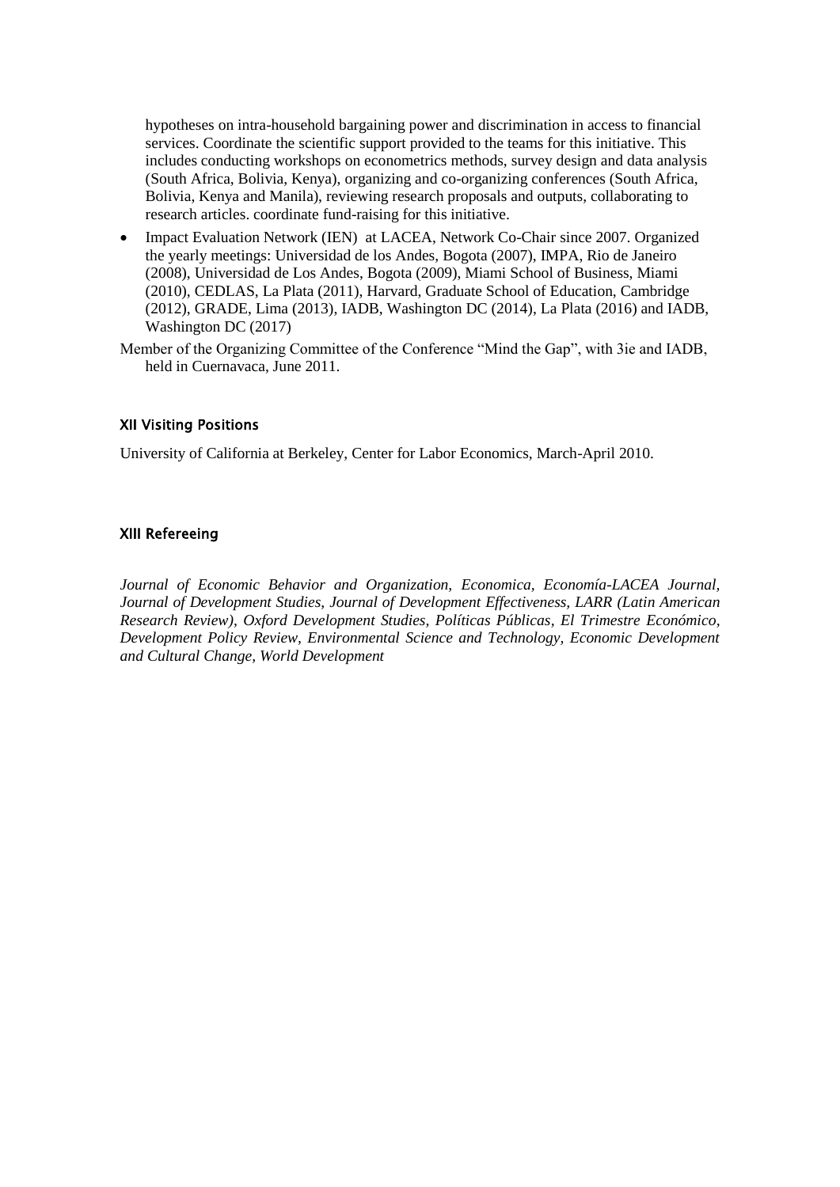hypotheses on intra-household bargaining power and discrimination in access to financial services. Coordinate the scientific support provided to the teams for this initiative. This includes conducting workshops on econometrics methods, survey design and data analysis (South Africa, Bolivia, Kenya), organizing and co-organizing conferences (South Africa, Bolivia, Kenya and Manila), reviewing research proposals and outputs, collaborating to research articles. coordinate fund-raising for this initiative.

- Impact Evaluation Network (IEN) at LACEA, Network Co-Chair since 2007. Organized the yearly meetings: Universidad de los Andes, Bogota (2007), IMPA, Rio de Janeiro (2008), Universidad de Los Andes, Bogota (2009), Miami School of Business, Miami (2010), CEDLAS, La Plata (2011), Harvard, Graduate School of Education, Cambridge (2012), GRADE, Lima (2013), IADB, Washington DC (2014), La Plata (2016) and IADB, Washington DC (2017)

Member of the Organizing Committee of the Conference "Mind the Gap", with 3ie and IADB, held in Cuernavaca, June 2011.

### XII Visiting Positions

University of California at Berkeley, Center for Labor Economics, March-April 2010.

### XIII Refereeing

*Journal of Economic Behavior and Organization, Economica, Economía-LACEA Journal, Journal of Development Studies, Journal of Development Effectiveness, LARR (Latin American Research Review), Oxford Development Studies, Políticas Públicas, El Trimestre Económico, Development Policy Review, Environmental Science and Technology, Economic Development and Cultural Change, World Development*